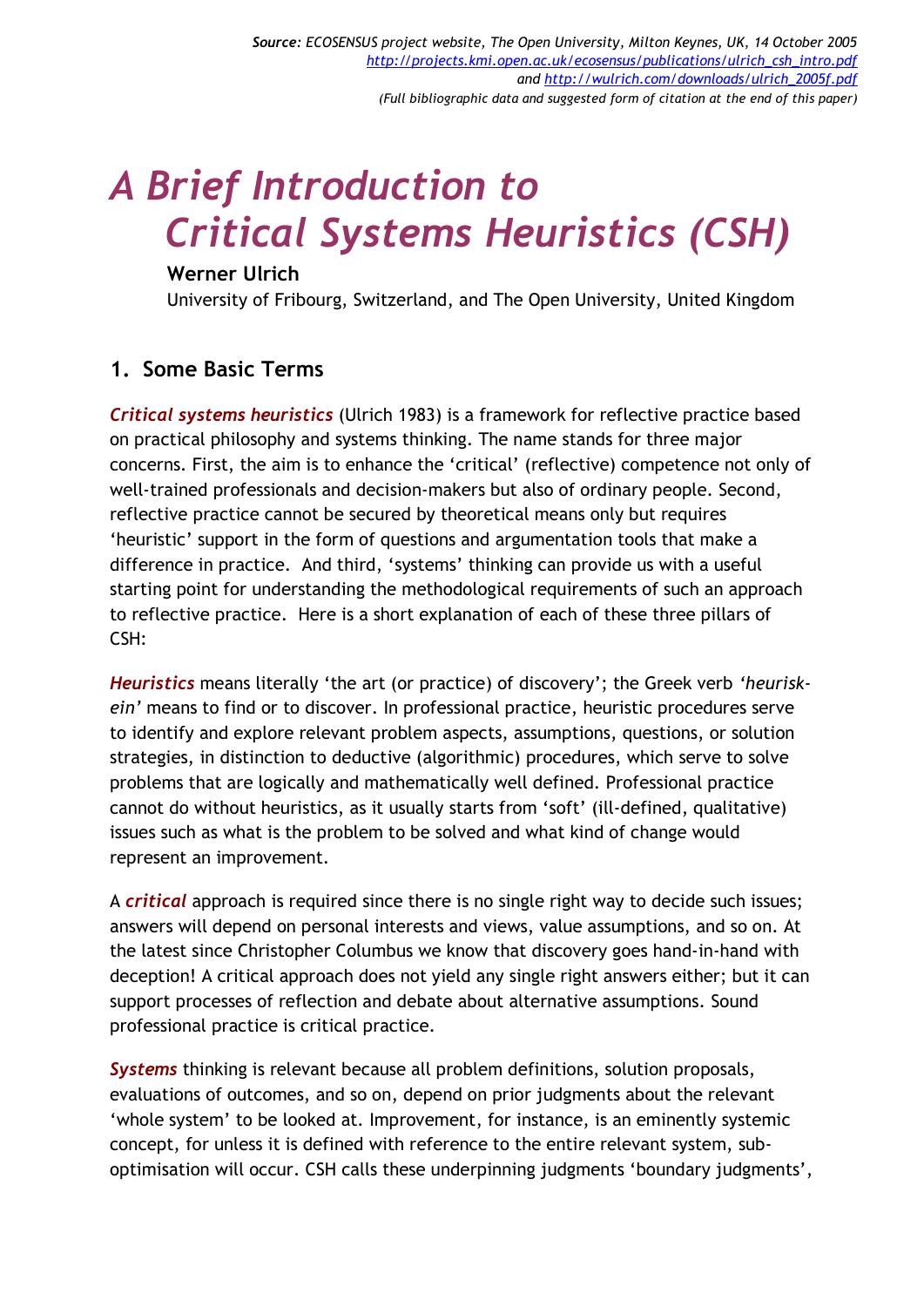*Source: ECOSENSUS project website, The Open University, Milton Keynes, UK, 14 October 2005*
*http://projects.kmi.open.ac.uk/ecosensus/publications/ulrich_csh_intro.pdf*
*and http://wulrich.com/downloads/ulrich_2005f.pdf*
*(Full bibliographic data and suggested form of citation at the end of this paper)*

# *A Brief Introduction to Critical Systems Heuristics (CSH)*

**Werner Ulrich**
University of Fribourg, Switzerland, and The Open University, United Kingdom

## 1. Some Basic Terms

***Critical systems heuristics*** (Ulrich 1983) is a framework for reflective practice based on practical philosophy and systems thinking. The name stands for three major concerns. First, the aim is to enhance the 'critical' (reflective) competence not only of well-trained professionals and decision-makers but also of ordinary people. Second, reflective practice cannot be secured by theoretical means only but requires 'heuristic' support in the form of questions and argumentation tools that make a difference in practice. And third, 'systems' thinking can provide us with a useful starting point for understanding the methodological requirements of such an approach to reflective practice. Here is a short explanation of each of these three pillars of CSH:

***Heuristics*** means literally 'the art (or practice) of discovery'; the Greek verb *'heurisk-ein'* means to find or to discover. In professional practice, heuristic procedures serve to identify and explore relevant problem aspects, assumptions, questions, or solution strategies, in distinction to deductive (algorithmic) procedures, which serve to solve problems that are logically and mathematically well defined. Professional practice cannot do without heuristics, as it usually starts from 'soft' (ill-defined, qualitative) issues such as what is the problem to be solved and what kind of change would represent an improvement.

A ***critical*** approach is required since there is no single right way to decide such issues; answers will depend on personal interests and views, value assumptions, and so on. At the latest since Christopher Columbus we know that discovery goes hand-in-hand with deception! A critical approach does not yield any single right answers either; but it can support processes of reflection and debate about alternative assumptions. Sound professional practice is critical practice.

***Systems*** thinking is relevant because all problem definitions, solution proposals, evaluations of outcomes, and so on, depend on prior judgments about the relevant 'whole system' to be looked at. Improvement, for instance, is an eminently systemic concept, for unless it is defined with reference to the entire relevant system, sub-optimisation will occur. CSH calls these underpinning judgments 'boundary judgments',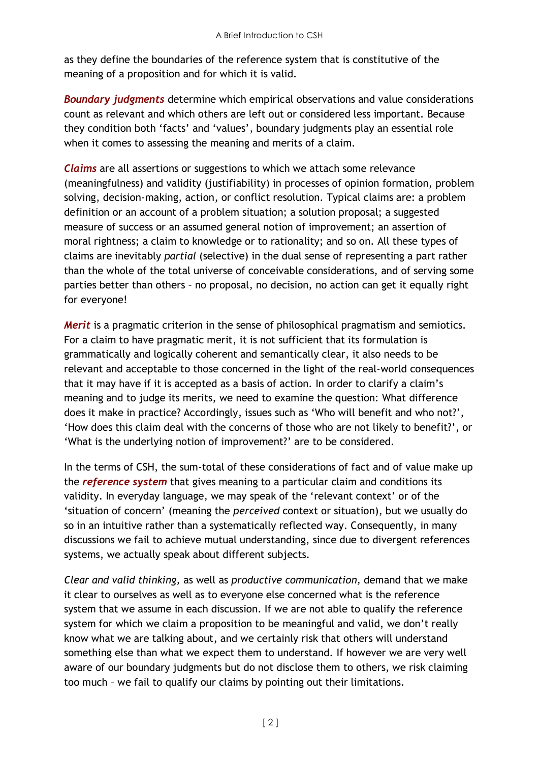as they define the boundaries of the reference system that is constitutive of the meaning of a proposition and for which it is valid.

***Boundary judgments*** determine which empirical observations and value considerations count as relevant and which others are left out or considered less important. Because they condition both 'facts' and 'values', boundary judgments play an essential role when it comes to assessing the meaning and merits of a claim.

***Claims*** are all assertions or suggestions to which we attach some relevance (meaningfulness) and validity (justifiability) in processes of opinion formation, problem solving, decision-making, action, or conflict resolution. Typical claims are: a problem definition or an account of a problem situation; a solution proposal; a suggested measure of success or an assumed general notion of improvement; an assertion of moral rightness; a claim to knowledge or to rationality; and so on. All these types of claims are inevitably *partial* (selective) in the dual sense of representing a part rather than the whole of the total universe of conceivable considerations, and of serving some parties better than others – no proposal, no decision, no action can get it equally right for everyone!

***Merit*** is a pragmatic criterion in the sense of philosophical pragmatism and semiotics. For a claim to have pragmatic merit, it is not sufficient that its formulation is grammatically and logically coherent and semantically clear, it also needs to be relevant and acceptable to those concerned in the light of the real-world consequences that it may have if it is accepted as a basis of action. In order to clarify a claim's meaning and to judge its merits, we need to examine the question: What difference does it make in practice? Accordingly, issues such as 'Who will benefit and who not?', 'How does this claim deal with the concerns of those who are not likely to benefit?', or 'What is the underlying notion of improvement?' are to be considered.

In the terms of CSH, the sum-total of these considerations of fact and of value make up the ***reference system*** that gives meaning to a particular claim and conditions its validity. In everyday language, we may speak of the 'relevant context' or of the 'situation of concern' (meaning the *perceived* context or situation), but we usually do so in an intuitive rather than a systematically reflected way. Consequently, in many discussions we fail to achieve mutual understanding, since due to divergent references systems, we actually speak about different subjects.

*Clear and valid thinking,* as well as *productive communication,* demand that we make it clear to ourselves as well as to everyone else concerned what is the reference system that we assume in each discussion. If we are not able to qualify the reference system for which we claim a proposition to be meaningful and valid, we don't really know what we are talking about, and we certainly risk that others will understand something else than what we expect them to understand. If however we are very well aware of our boundary judgments but do not disclose them to others, we risk claiming too much – we fail to qualify our claims by pointing out their limitations.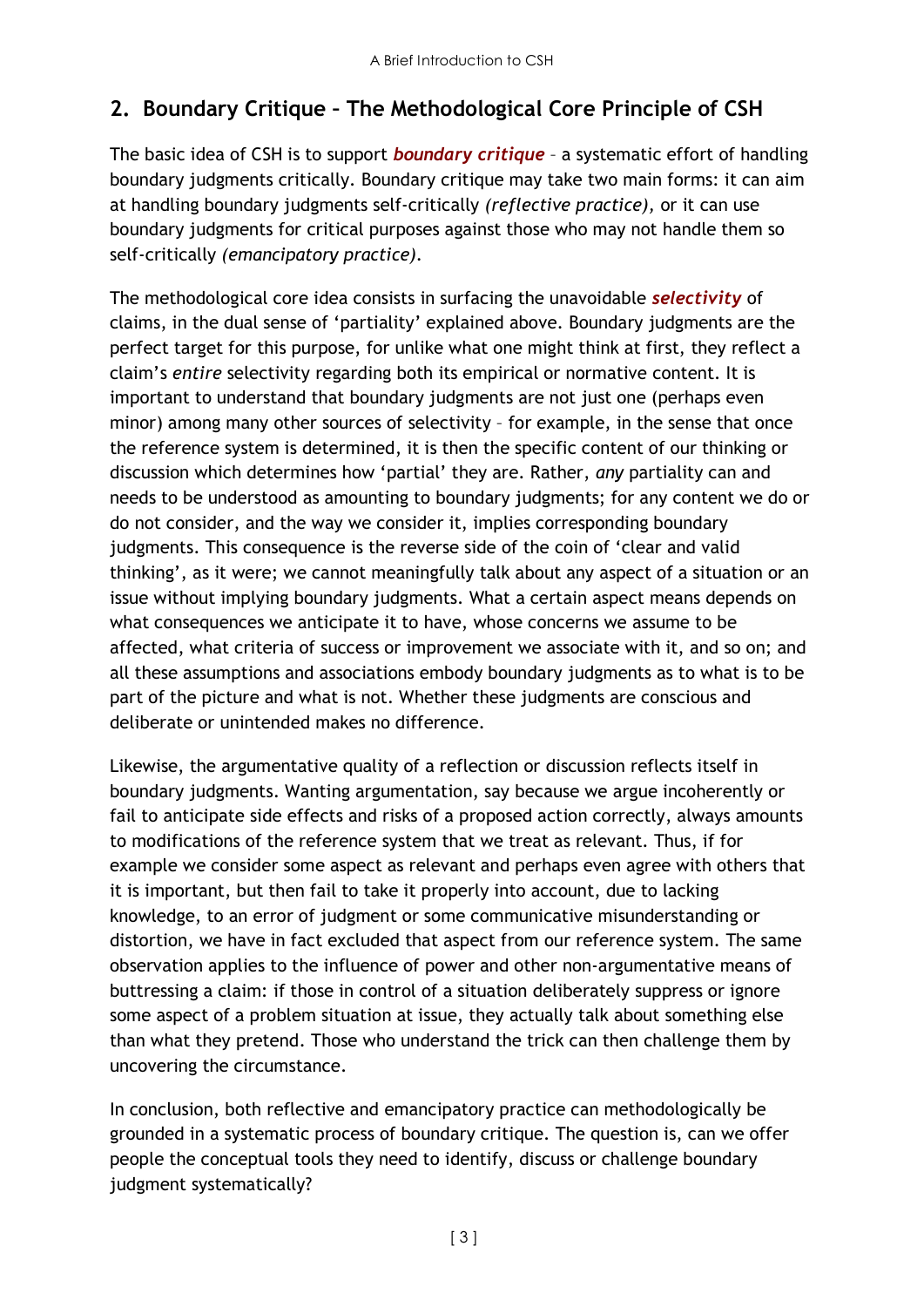## 2. Boundary Critique – The Methodological Core Principle of CSH

The basic idea of CSH is to support ***boundary critique*** – a systematic effort of handling boundary judgments critically. Boundary critique may take two main forms: it can aim at handling boundary judgments self-critically *(reflective practice),* or it can use boundary judgments for critical purposes against those who may not handle them so self-critically *(emancipatory practice).*

The methodological core idea consists in surfacing the unavoidable ***selectivity*** of claims, in the dual sense of 'partiality' explained above. Boundary judgments are the perfect target for this purpose, for unlike what one might think at first, they reflect a claim's *entire* selectivity regarding both its empirical or normative content. It is important to understand that boundary judgments are not just one (perhaps even minor) among many other sources of selectivity – for example, in the sense that once the reference system is determined, it is then the specific content of our thinking or discussion which determines how 'partial' they are. Rather, *any* partiality can and needs to be understood as amounting to boundary judgments; for any content we do or do not consider, and the way we consider it, implies corresponding boundary judgments. This consequence is the reverse side of the coin of 'clear and valid thinking', as it were; we cannot meaningfully talk about any aspect of a situation or an issue without implying boundary judgments. What a certain aspect means depends on what consequences we anticipate it to have, whose concerns we assume to be affected, what criteria of success or improvement we associate with it, and so on; and all these assumptions and associations embody boundary judgments as to what is to be part of the picture and what is not. Whether these judgments are conscious and deliberate or unintended makes no difference.

Likewise, the argumentative quality of a reflection or discussion reflects itself in boundary judgments. Wanting argumentation, say because we argue incoherently or fail to anticipate side effects and risks of a proposed action correctly, always amounts to modifications of the reference system that we treat as relevant. Thus, if for example we consider some aspect as relevant and perhaps even agree with others that it is important, but then fail to take it properly into account, due to lacking knowledge, to an error of judgment or some communicative misunderstanding or distortion, we have in fact excluded that aspect from our reference system. The same observation applies to the influence of power and other non-argumentative means of buttressing a claim: if those in control of a situation deliberately suppress or ignore some aspect of a problem situation at issue, they actually talk about something else than what they pretend. Those who understand the trick can then challenge them by uncovering the circumstance.

In conclusion, both reflective and emancipatory practice can methodologically be grounded in a systematic process of boundary critique. The question is, can we offer people the conceptual tools they need to identify, discuss or challenge boundary judgment systematically?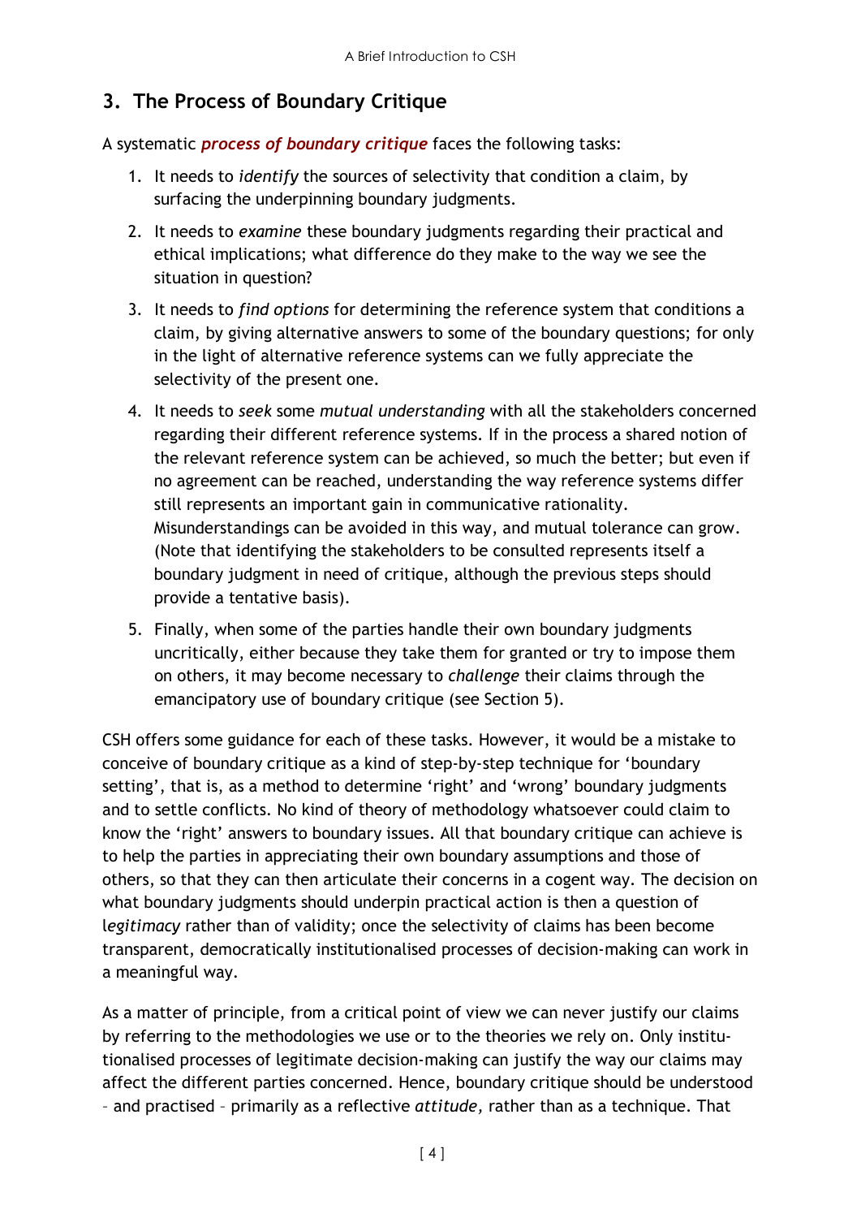## 3. The Process of Boundary Critique

A systematic ***process of boundary critique*** faces the following tasks:

1. It needs to *identify* the sources of selectivity that condition a claim, by surfacing the underpinning boundary judgments.
2. It needs to *examine* these boundary judgments regarding their practical and ethical implications; what difference do they make to the way we see the situation in question?
3. It needs to *find options* for determining the reference system that conditions a claim, by giving alternative answers to some of the boundary questions; for only in the light of alternative reference systems can we fully appreciate the selectivity of the present one.
4. It needs to *seek* some *mutual understanding* with all the stakeholders concerned regarding their different reference systems. If in the process a shared notion of the relevant reference system can be achieved, so much the better; but even if no agreement can be reached, understanding the way reference systems differ still represents an important gain in communicative rationality. Misunderstandings can be avoided in this way, and mutual tolerance can grow. (Note that identifying the stakeholders to be consulted represents itself a boundary judgment in need of critique, although the previous steps should provide a tentative basis).
5. Finally, when some of the parties handle their own boundary judgments uncritically, either because they take them for granted or try to impose them on others, it may become necessary to *challenge* their claims through the emancipatory use of boundary critique (see Section 5).

CSH offers some guidance for each of these tasks. However, it would be a mistake to conceive of boundary critique as a kind of step-by-step technique for 'boundary setting', that is, as a method to determine 'right' and 'wrong' boundary judgments and to settle conflicts. No kind of theory of methodology whatsoever could claim to know the 'right' answers to boundary issues. All that boundary critique can achieve is to help the parties in appreciating their own boundary assumptions and those of others, so that they can then articulate their concerns in a cogent way. The decision on what boundary judgments should underpin practical action is then a question of l*egitimacy* rather than of validity; once the selectivity of claims has been become transparent, democratically institutionalised processes of decision-making can work in a meaningful way.

As a matter of principle, from a critical point of view we can never justify our claims by referring to the methodologies we use or to the theories we rely on. Only institutionalised processes of legitimate decision-making can justify the way our claims may affect the different parties concerned. Hence, boundary critique should be understood – and practised – primarily as a reflective *attitude,* rather than as a technique. That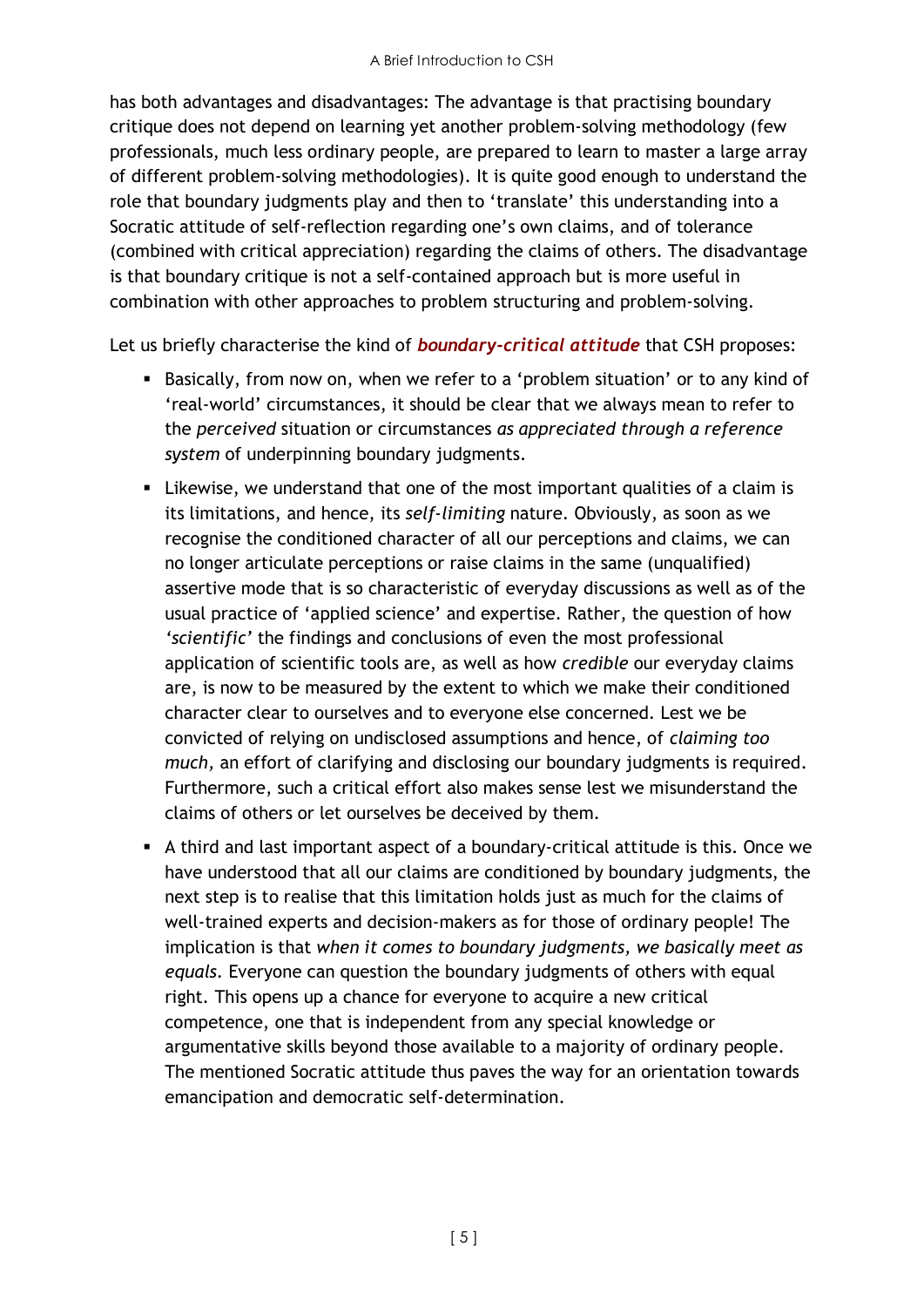has both advantages and disadvantages: The advantage is that practising boundary critique does not depend on learning yet another problem-solving methodology (few professionals, much less ordinary people, are prepared to learn to master a large array of different problem-solving methodologies). It is quite good enough to understand the role that boundary judgments play and then to 'translate' this understanding into a Socratic attitude of self-reflection regarding one's own claims, and of tolerance (combined with critical appreciation) regarding the claims of others. The disadvantage is that boundary critique is not a self-contained approach but is more useful in combination with other approaches to problem structuring and problem-solving.

Let us briefly characterise the kind of ***boundary-critical attitude*** that CSH proposes:

- Basically, from now on, when we refer to a 'problem situation' or to any kind of 'real-world' circumstances, it should be clear that we always mean to refer to the *perceived* situation or circumstances *as appreciated through a reference system* of underpinning boundary judgments.
- Likewise, we understand that one of the most important qualities of a claim is its limitations, and hence, its *self-limiting* nature. Obviously, as soon as we recognise the conditioned character of all our perceptions and claims, we can no longer articulate perceptions or raise claims in the same (unqualified) assertive mode that is so characteristic of everyday discussions as well as of the usual practice of 'applied science' and expertise. Rather, the question of how *'scientific'* the findings and conclusions of even the most professional application of scientific tools are, as well as how *credible* our everyday claims are, is now to be measured by the extent to which we make their conditioned character clear to ourselves and to everyone else concerned. Lest we be convicted of relying on undisclosed assumptions and hence, of *claiming too much*, an effort of clarifying and disclosing our boundary judgments is required. Furthermore, such a critical effort also makes sense lest we misunderstand the claims of others or let ourselves be deceived by them.
- A third and last important aspect of a boundary-critical attitude is this. Once we have understood that all our claims are conditioned by boundary judgments, the next step is to realise that this limitation holds just as much for the claims of well-trained experts and decision-makers as for those of ordinary people! The implication is that *when it comes to boundary judgments, we basically meet as equals*. Everyone can question the boundary judgments of others with equal right. This opens up a chance for everyone to acquire a new critical competence, one that is independent from any special knowledge or argumentative skills beyond those available to a majority of ordinary people. The mentioned Socratic attitude thus paves the way for an orientation towards emancipation and democratic self-determination.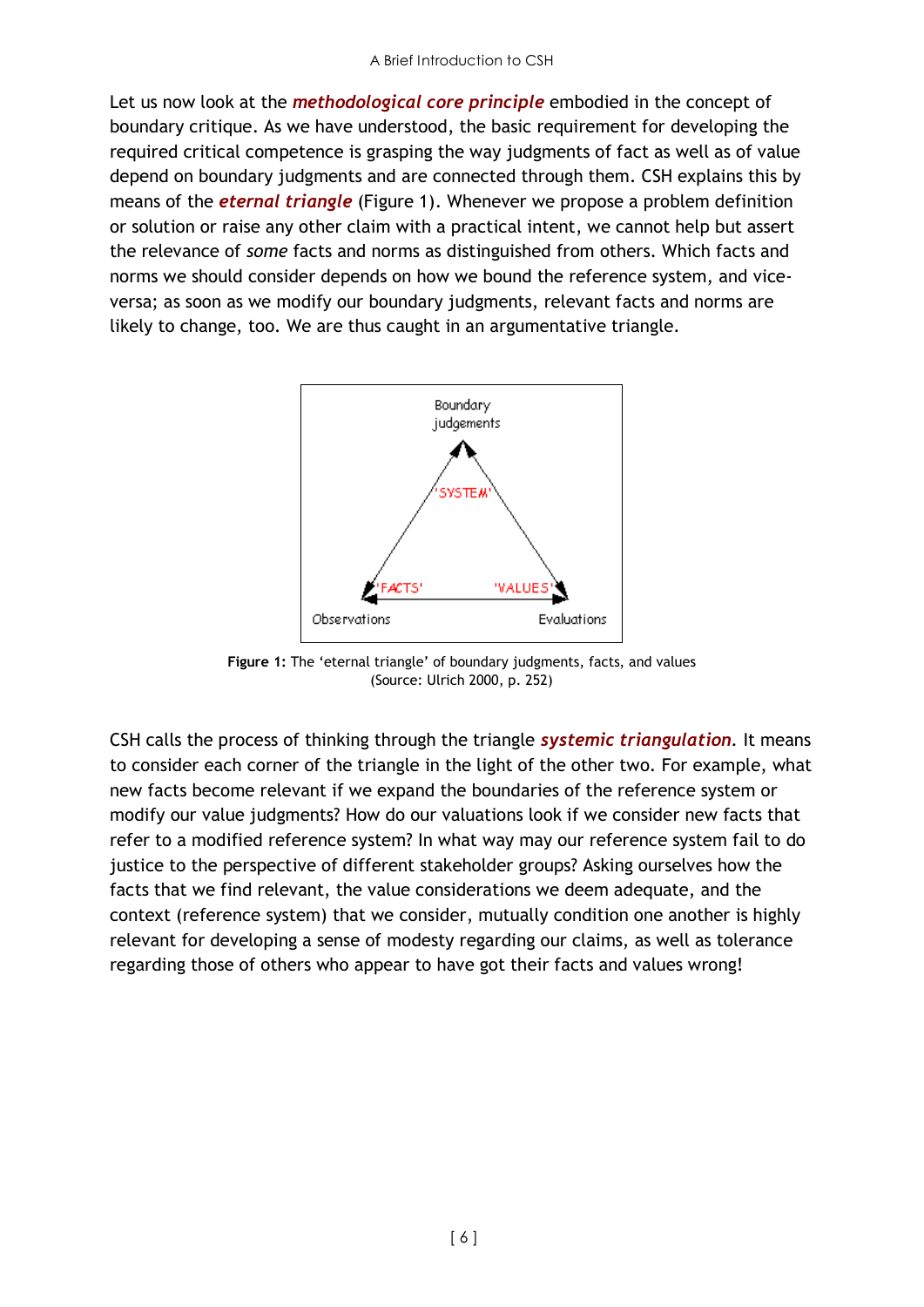Let us now look at the ***methodological core principle*** embodied in the concept of boundary critique. As we have understood, the basic requirement for developing the required critical competence is grasping the way judgments of fact as well as of value depend on boundary judgments and are connected through them. CSH explains this by means of the ***eternal triangle*** (Figure 1). Whenever we propose a problem definition or solution or raise any other claim with a practical intent, we cannot help but assert the relevance of *some* facts and norms as distinguished from others. Which facts and norms we should consider depends on how we bound the reference system, and vice-versa; as soon as we modify our boundary judgments, relevant facts and norms are likely to change, too. We are thus caught in an argumentative triangle.

Boundary judgements

'SYSTEM'

'FACTS'

'VALUES'

Observations

Evaluations

**Figure 1:** The 'eternal triangle' of boundary judgments, facts, and values
(Source: Ulrich 2000, p. 252)

CSH calls the process of thinking through the triangle ***systemic triangulation***. It means to consider each corner of the triangle in the light of the other two. For example, what new facts become relevant if we expand the boundaries of the reference system or modify our value judgments? How do our valuations look if we consider new facts that refer to a modified reference system? In what way may our reference system fail to do justice to the perspective of different stakeholder groups? Asking ourselves how the facts that we find relevant, the value considerations we deem adequate, and the context (reference system) that we consider, mutually condition one another is highly relevant for developing a sense of modesty regarding our claims, as well as tolerance regarding those of others who appear to have got their facts and values wrong!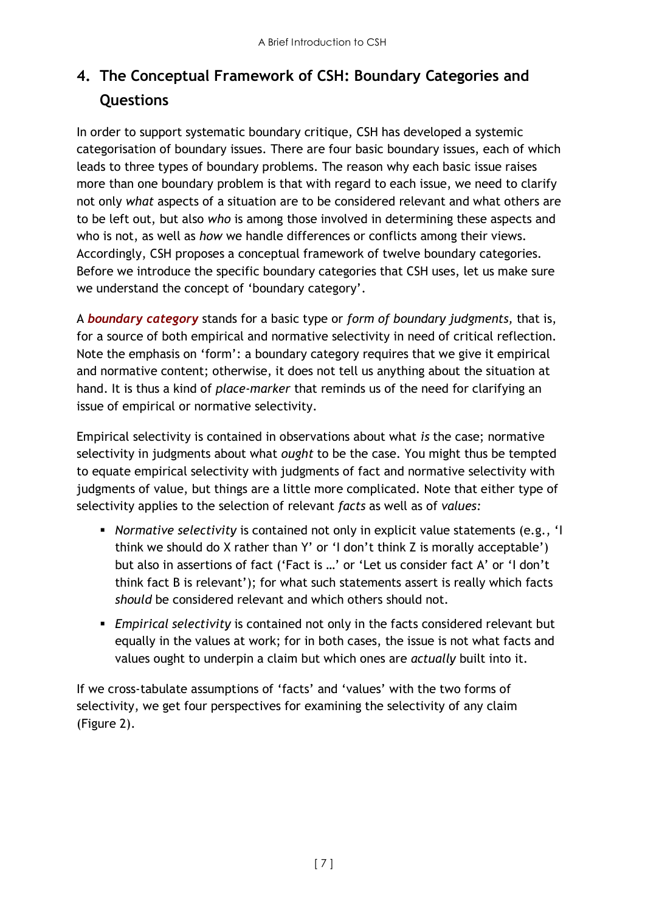## 4. The Conceptual Framework of CSH: Boundary Categories and Questions

In order to support systematic boundary critique, CSH has developed a systemic categorisation of boundary issues. There are four basic boundary issues, each of which leads to three types of boundary problems. The reason why each basic issue raises more than one boundary problem is that with regard to each issue, we need to clarify not only *what* aspects of a situation are to be considered relevant and what others are to be left out, but also *who* is among those involved in determining these aspects and who is not, as well as *how* we handle differences or conflicts among their views. Accordingly, CSH proposes a conceptual framework of twelve boundary categories. Before we introduce the specific boundary categories that CSH uses, let us make sure we understand the concept of 'boundary category'.

A ***boundary category*** stands for a basic type or *form of boundary judgments*, that is, for a source of both empirical and normative selectivity in need of critical reflection. Note the emphasis on 'form': a boundary category requires that we give it empirical and normative content; otherwise, it does not tell us anything about the situation at hand. It is thus a kind of *place-marker* that reminds us of the need for clarifying an issue of empirical or normative selectivity.

Empirical selectivity is contained in observations about what *is* the case; normative selectivity in judgments about what *ought* to be the case. You might thus be tempted to equate empirical selectivity with judgments of fact and normative selectivity with judgments of value, but things are a little more complicated. Note that either type of selectivity applies to the selection of relevant *facts* as well as of *values:*

- *Normative selectivity* is contained not only in explicit value statements (e.g., 'I think we should do X rather than Y' or 'I don't think Z is morally acceptable') but also in assertions of fact ('Fact is …' or 'Let us consider fact A' or 'I don't think fact B is relevant'); for what such statements assert is really which facts *should* be considered relevant and which others should not.
- *Empirical selectivity* is contained not only in the facts considered relevant but equally in the values at work; for in both cases, the issue is not what facts and values ought to underpin a claim but which ones are *actually* built into it.

If we cross-tabulate assumptions of 'facts' and 'values' with the two forms of selectivity, we get four perspectives for examining the selectivity of any claim (Figure 2).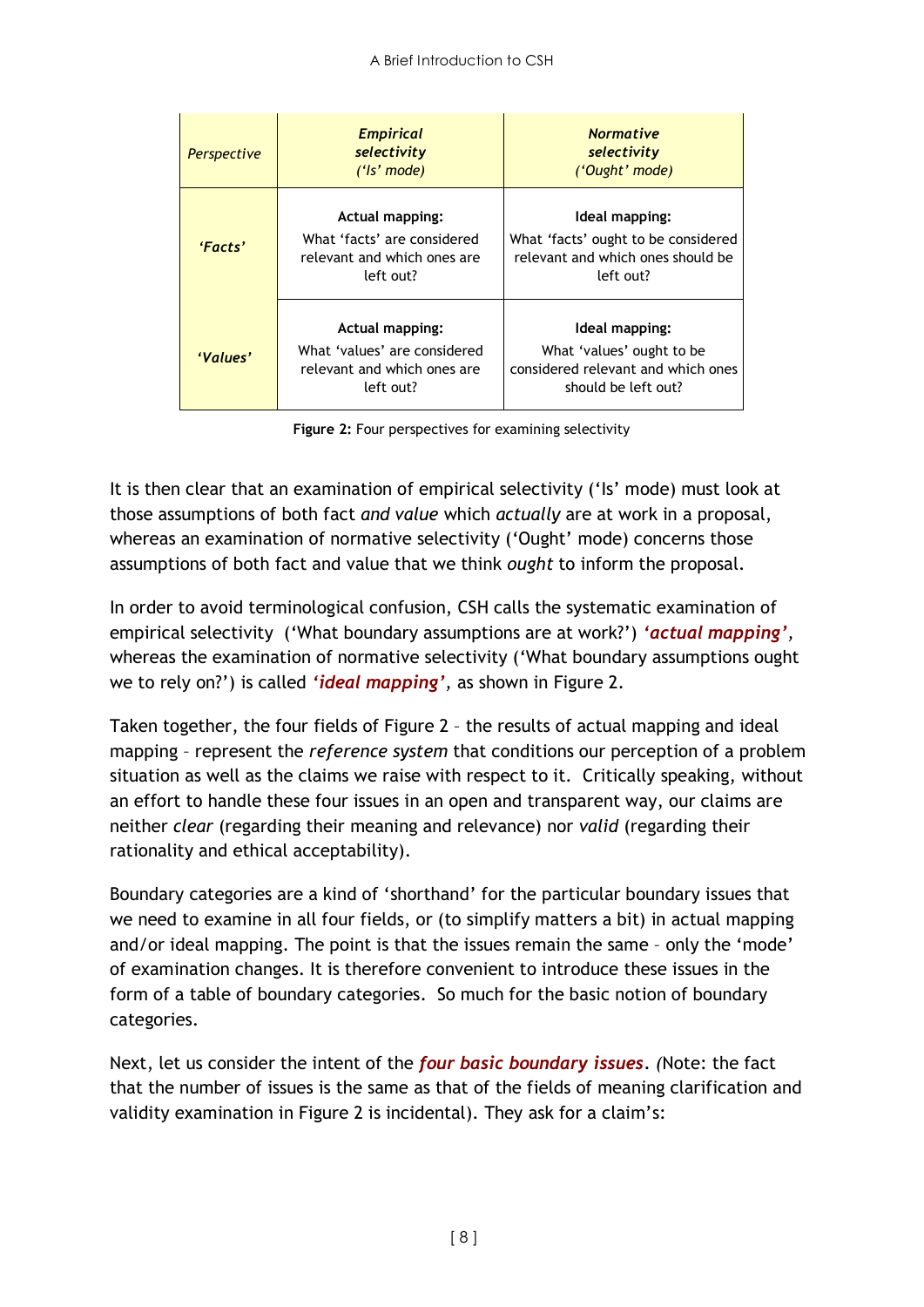| *Perspective* | ***Empirical selectivity*** *('Is' mode)* | ***Normative selectivity*** *('Ought' mode)* |
|---|---|---|
| ***'Facts'*** | **Actual mapping:** What 'facts' are considered relevant and which ones are left out? | **Ideal mapping:** What 'facts' ought to be considered relevant and which ones should be left out? |
| ***'Values'*** | **Actual mapping:** What 'values' are considered relevant and which ones are left out? | **Ideal mapping:** What 'values' ought to be considered relevant and which ones should be left out? |

**Figure 2:** Four perspectives for examining selectivity

It is then clear that an examination of empirical selectivity ('Is' mode) must look at those assumptions of both fact *and value* which *actually* are at work in a proposal, whereas an examination of normative selectivity ('Ought' mode) concerns those assumptions of both fact and value that we think *ought* to inform the proposal.

In order to avoid terminological confusion, CSH calls the systematic examination of empirical selectivity ('What boundary assumptions are at work?') ***'actual mapping'***, whereas the examination of normative selectivity ('What boundary assumptions ought we to rely on?') is called ***'ideal mapping'***, as shown in Figure 2.

Taken together, the four fields of Figure 2 – the results of actual mapping and ideal mapping – represent the *reference system* that conditions our perception of a problem situation as well as the claims we raise with respect to it. Critically speaking, without an effort to handle these four issues in an open and transparent way, our claims are neither *clear* (regarding their meaning and relevance) nor *valid* (regarding their rationality and ethical acceptability).

Boundary categories are a kind of 'shorthand' for the particular boundary issues that we need to examine in all four fields, or (to simplify matters a bit) in actual mapping and/or ideal mapping. The point is that the issues remain the same – only the 'mode' of examination changes. It is therefore convenient to introduce these issues in the form of a table of boundary categories. So much for the basic notion of boundary categories.

Next, let us consider the intent of the ***four basic boundary issues***. *(*Note: the fact that the number of issues is the same as that of the fields of meaning clarification and validity examination in Figure 2 is incidental). They ask for a claim's: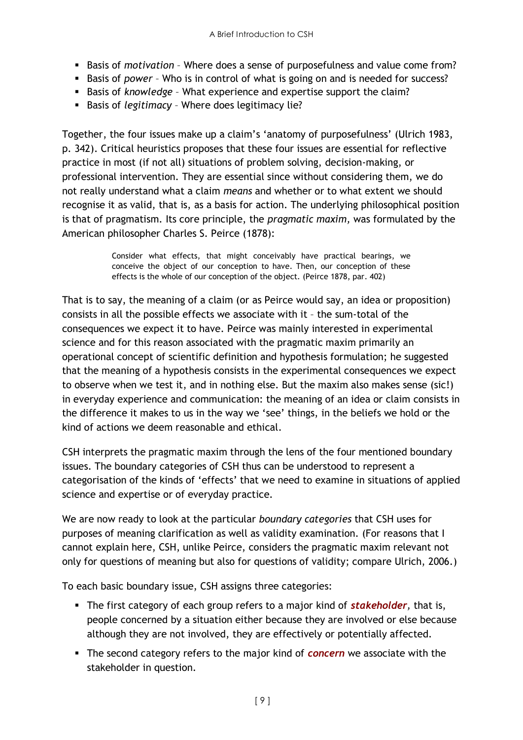- Basis of *motivation* – Where does a sense of purposefulness and value come from?
- Basis of *power* – Who is in control of what is going on and is needed for success?
- Basis of *knowledge* – What experience and expertise support the claim?
- Basis of *legitimacy* – Where does legitimacy lie?

Together, the four issues make up a claim's 'anatomy of purposefulness' (Ulrich 1983, p. 342). Critical heuristics proposes that these four issues are essential for reflective practice in most (if not all) situations of problem solving, decision-making, or professional intervention. They are essential since without considering them, we do not really understand what a claim *means* and whether or to what extent we should recognise it as valid, that is, as a basis for action. The underlying philosophical position is that of pragmatism. Its core principle, the *pragmatic maxim,* was formulated by the American philosopher Charles S. Peirce (1878):

> Consider what effects, that might conceivably have practical bearings, we conceive the object of our conception to have. Then, our conception of these effects is the whole of our conception of the object. (Peirce 1878, par. 402)

That is to say, the meaning of a claim (or as Peirce would say, an idea or proposition) consists in all the possible effects we associate with it – the sum-total of the consequences we expect it to have. Peirce was mainly interested in experimental science and for this reason associated with the pragmatic maxim primarily an operational concept of scientific definition and hypothesis formulation; he suggested that the meaning of a hypothesis consists in the experimental consequences we expect to observe when we test it, and in nothing else. But the maxim also makes sense (sic!) in everyday experience and communication: the meaning of an idea or claim consists in the difference it makes to us in the way we 'see' things, in the beliefs we hold or the kind of actions we deem reasonable and ethical.

CSH interprets the pragmatic maxim through the lens of the four mentioned boundary issues. The boundary categories of CSH thus can be understood to represent a categorisation of the kinds of 'effects' that we need to examine in situations of applied science and expertise or of everyday practice.

We are now ready to look at the particular *boundary categories* that CSH uses for purposes of meaning clarification as well as validity examination. (For reasons that I cannot explain here, CSH, unlike Peirce, considers the pragmatic maxim relevant not only for questions of meaning but also for questions of validity; compare Ulrich, 2006.)

To each basic boundary issue, CSH assigns three categories:

- The first category of each group refers to a major kind of ***stakeholder***, that is, people concerned by a situation either because they are involved or else because although they are not involved, they are effectively or potentially affected.
- The second category refers to the major kind of ***concern*** we associate with the stakeholder in question.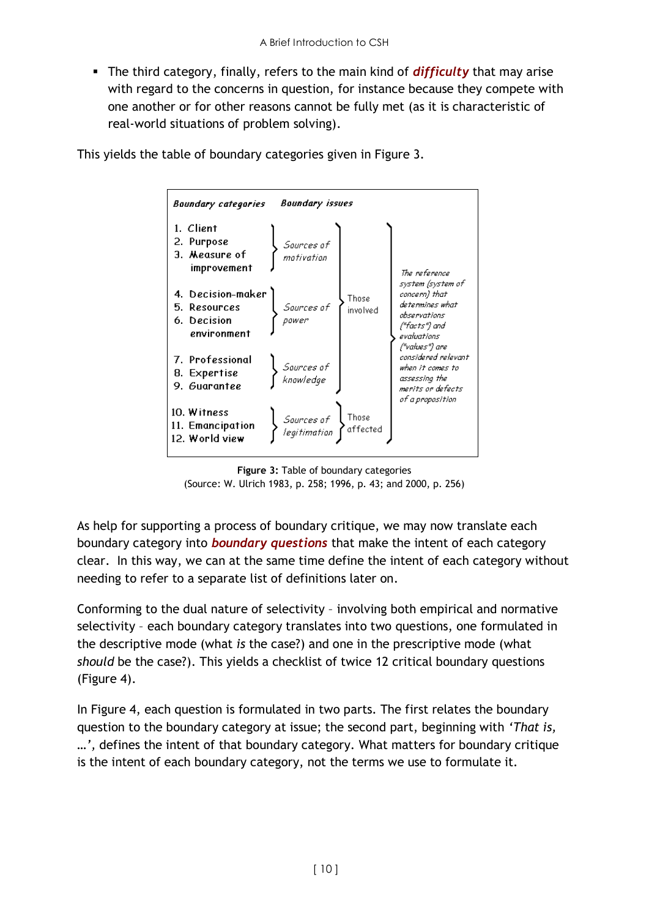- The third category, finally, refers to the main kind of ***difficulty*** that may arise with regard to the concerns in question, for instance because they compete with one another or for other reasons cannot be fully met (as it is characteristic of real-world situations of problem solving).

This yields the table of boundary categories given in Figure 3.

| *Boundary categories* | *Boundary issues* | | |
|---|---|---|---|
| 1. Client<br>2. Purpose<br>3. Measure of improvement | *Sources of motivation* | Those involved | *The reference system (system of concern) that determines what observations ("facts") and evaluations ("values") are considered relevant when it comes to assessing the merits or defects of a proposition* |
| 4. Decision-maker<br>5. Resources<br>6. Decision environment | *Sources of power* | | |
| 7. Professional<br>8. Expertise<br>9. Guarantee | *Sources of knowledge* | | |
| 10. Witness<br>11. Emancipation<br>12. World view | *Sources of legitimation* | Those affected | |

**Figure 3:** Table of boundary categories
(Source: W. Ulrich 1983, p. 258; 1996, p. 43; and 2000, p. 256)

As help for supporting a process of boundary critique, we may now translate each boundary category into ***boundary questions*** that make the intent of each category clear. In this way, we can at the same time define the intent of each category without needing to refer to a separate list of definitions later on.

Conforming to the dual nature of selectivity – involving both empirical and normative selectivity – each boundary category translates into two questions, one formulated in the descriptive mode (what *is* the case?) and one in the prescriptive mode (what *should* be the case?). This yields a checklist of twice 12 critical boundary questions (Figure 4).

In Figure 4, each question is formulated in two parts. The first relates the boundary question to the boundary category at issue; the second part, beginning with *'That is, …'*, defines the intent of that boundary category. What matters for boundary critique is the intent of each boundary category, not the terms we use to formulate it.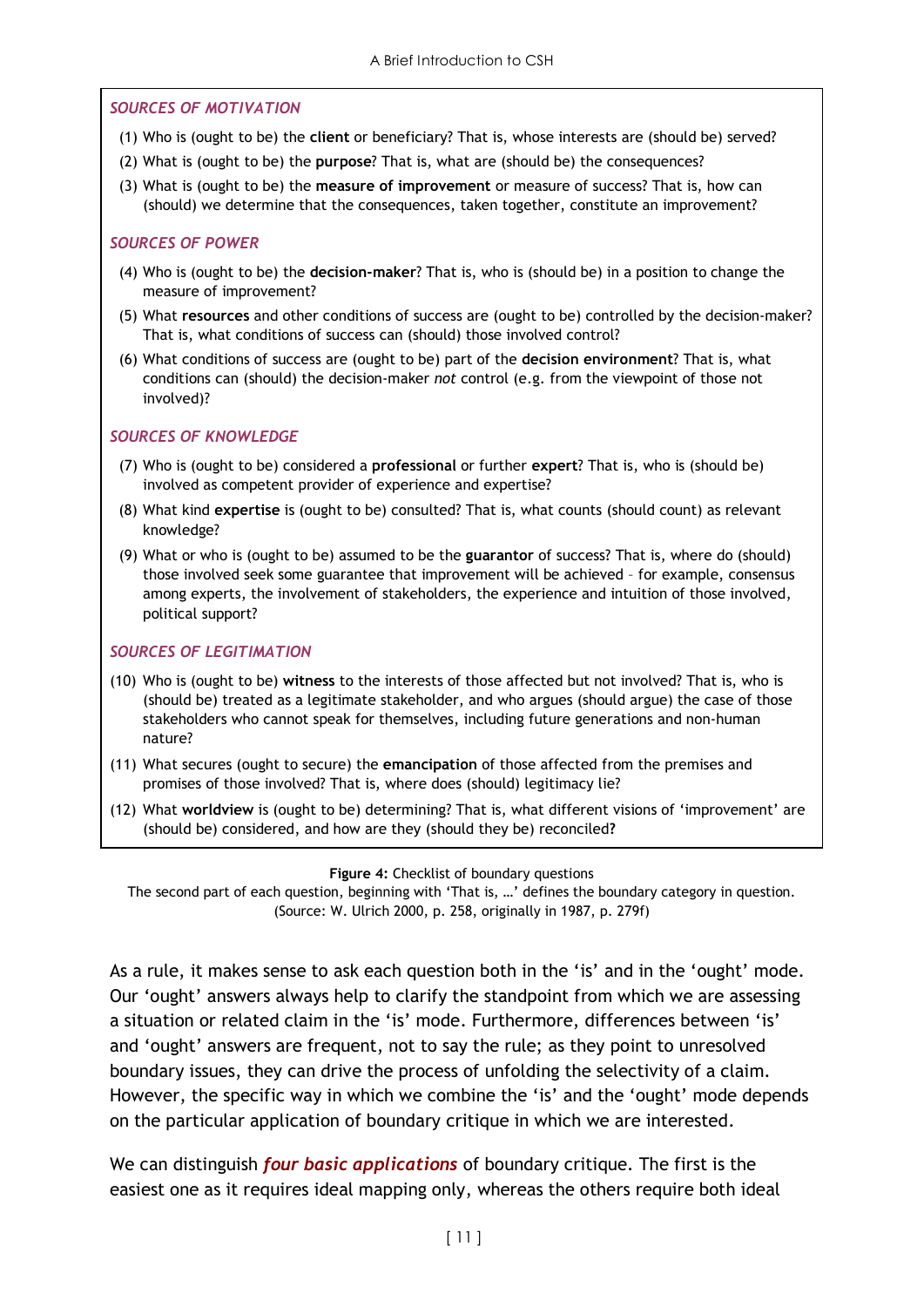*SOURCES OF MOTIVATION*

(1) Who is (ought to be) the **client** or beneficiary? That is, whose interests are (should be) served?

(2) What is (ought to be) the **purpose**? That is, what are (should be) the consequences?

(3) What is (ought to be) the **measure of improvement** or measure of success? That is, how can (should) we determine that the consequences, taken together, constitute an improvement?

*SOURCES OF POWER*

(4) Who is (ought to be) the **decision-maker**? That is, who is (should be) in a position to change the measure of improvement?

(5) What **resources** and other conditions of success are (ought to be) controlled by the decision-maker? That is, what conditions of success can (should) those involved control?

(6) What conditions of success are (ought to be) part of the **decision environment**? That is, what conditions can (should) the decision-maker *not* control (e.g. from the viewpoint of those not involved)?

*SOURCES OF KNOWLEDGE*

(7) Who is (ought to be) considered a **professional** or further **expert**? That is, who is (should be) involved as competent provider of experience and expertise?

(8) What kind **expertise** is (ought to be) consulted? That is, what counts (should count) as relevant knowledge?

(9) What or who is (ought to be) assumed to be the **guarantor** of success? That is, where do (should) those involved seek some guarantee that improvement will be achieved – for example, consensus among experts, the involvement of stakeholders, the experience and intuition of those involved, political support?

*SOURCES OF LEGITIMATION*

(10) Who is (ought to be) **witness** to the interests of those affected but not involved? That is, who is (should be) treated as a legitimate stakeholder, and who argues (should argue) the case of those stakeholders who cannot speak for themselves, including future generations and non-human nature?

(11) What secures (ought to secure) the **emancipation** of those affected from the premises and promises of those involved? That is, where does (should) legitimacy lie?

(12) What **worldview** is (ought to be) determining? That is, what different visions of 'improvement' are (should be) considered, and how are they (should they be) reconciled**?**

**Figure 4:** Checklist of boundary questions
The second part of each question, beginning with 'That is, …' defines the boundary category in question.
(Source: W. Ulrich 2000, p. 258, originally in 1987, p. 279f)

As a rule, it makes sense to ask each question both in the 'is' and in the 'ought' mode. Our 'ought' answers always help to clarify the standpoint from which we are assessing a situation or related claim in the 'is' mode. Furthermore, differences between 'is' and 'ought' answers are frequent, not to say the rule; as they point to unresolved boundary issues, they can drive the process of unfolding the selectivity of a claim. However, the specific way in which we combine the 'is' and the 'ought' mode depends on the particular application of boundary critique in which we are interested.

We can distinguish ***four basic applications*** of boundary critique. The first is the easiest one as it requires ideal mapping only, whereas the others require both ideal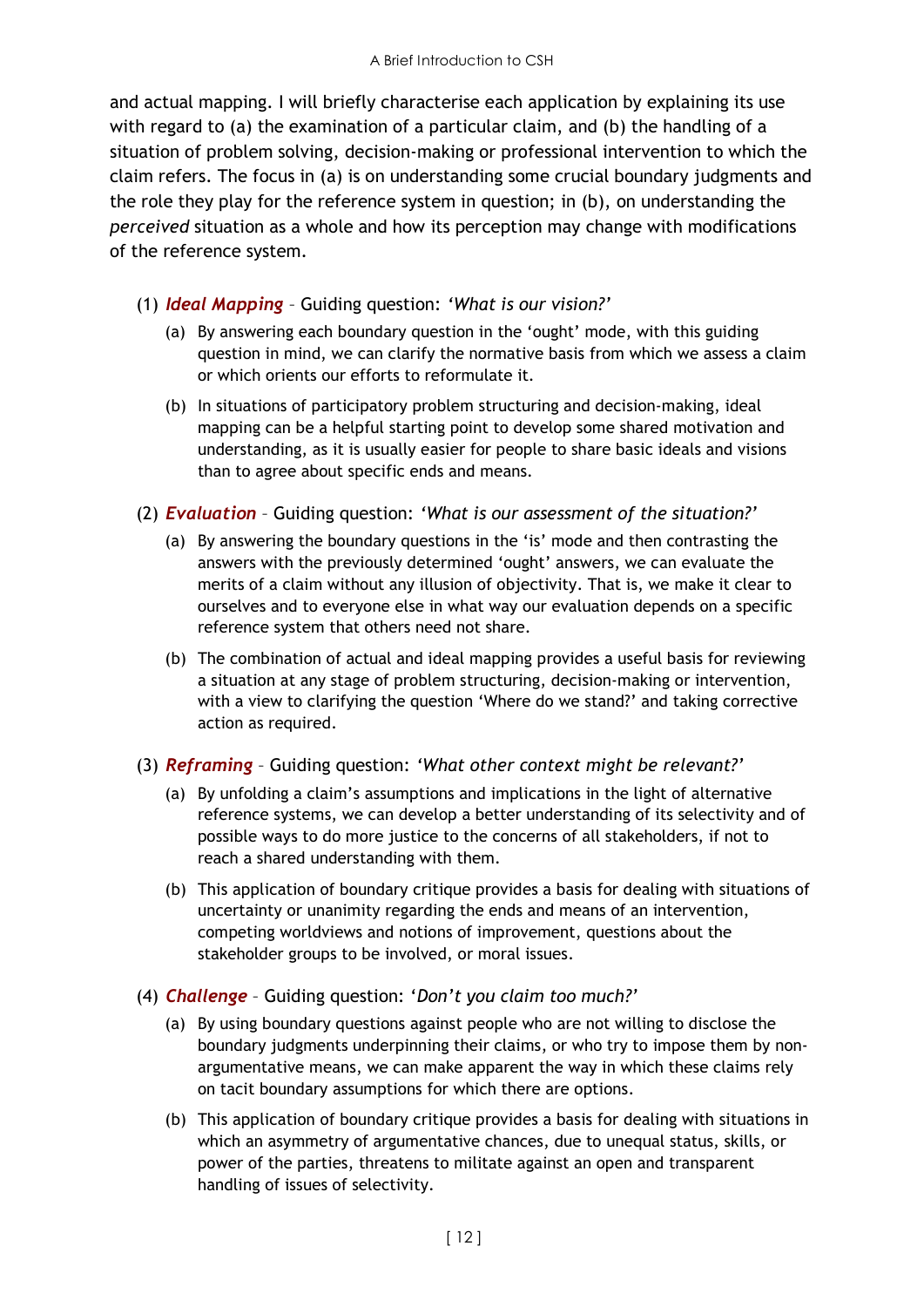and actual mapping. I will briefly characterise each application by explaining its use with regard to (a) the examination of a particular claim, and (b) the handling of a situation of problem solving, decision-making or professional intervention to which the claim refers. The focus in (a) is on understanding some crucial boundary judgments and the role they play for the reference system in question; in (b), on understanding the *perceived* situation as a whole and how its perception may change with modifications of the reference system.

(1) ***Ideal Mapping*** – Guiding question: *'What is our vision?'*

   (a) By answering each boundary question in the 'ought' mode, with this guiding question in mind, we can clarify the normative basis from which we assess a claim or which orients our efforts to reformulate it.

   (b) In situations of participatory problem structuring and decision-making, ideal mapping can be a helpful starting point to develop some shared motivation and understanding, as it is usually easier for people to share basic ideals and visions than to agree about specific ends and means.

(2) ***Evaluation*** – Guiding question: *'What is our assessment of the situation?'*

   (a) By answering the boundary questions in the 'is' mode and then contrasting the answers with the previously determined 'ought' answers, we can evaluate the merits of a claim without any illusion of objectivity. That is, we make it clear to ourselves and to everyone else in what way our evaluation depends on a specific reference system that others need not share.

   (b) The combination of actual and ideal mapping provides a useful basis for reviewing a situation at any stage of problem structuring, decision-making or intervention, with a view to clarifying the question 'Where do we stand?' and taking corrective action as required.

(3) ***Reframing*** – Guiding question: *'What other context might be relevant?'*

   (a) By unfolding a claim's assumptions and implications in the light of alternative reference systems, we can develop a better understanding of its selectivity and of possible ways to do more justice to the concerns of all stakeholders, if not to reach a shared understanding with them.

   (b) This application of boundary critique provides a basis for dealing with situations of uncertainty or unanimity regarding the ends and means of an intervention, competing worldviews and notions of improvement, questions about the stakeholder groups to be involved, or moral issues.

(4) ***Challenge*** – Guiding question: *'Don't you claim too much?'*

   (a) By using boundary questions against people who are not willing to disclose the boundary judgments underpinning their claims, or who try to impose them by non-argumentative means, we can make apparent the way in which these claims rely on tacit boundary assumptions for which there are options.

   (b) This application of boundary critique provides a basis for dealing with situations in which an asymmetry of argumentative chances, due to unequal status, skills, or power of the parties, threatens to militate against an open and transparent handling of issues of selectivity.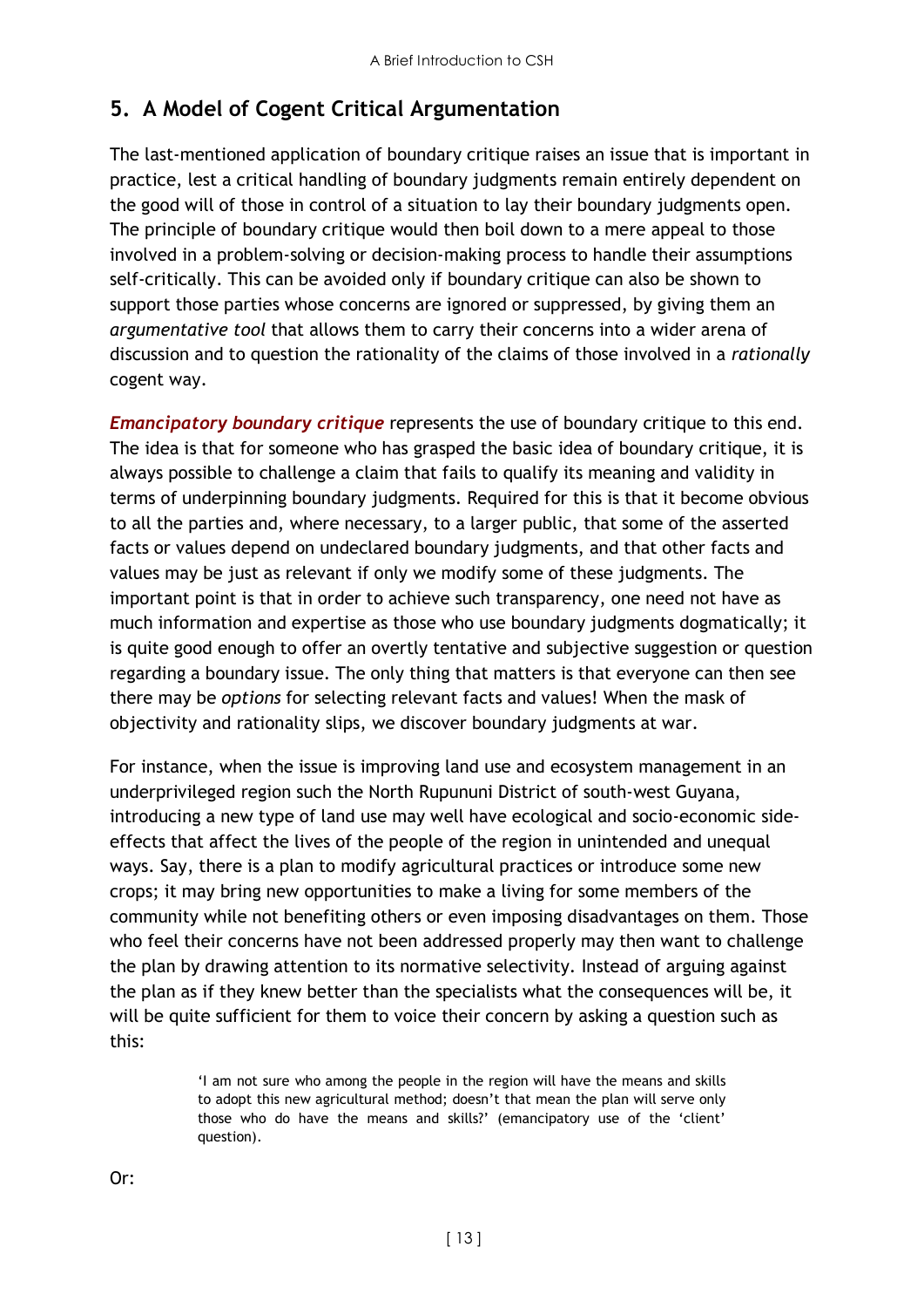## 5. A Model of Cogent Critical Argumentation

The last-mentioned application of boundary critique raises an issue that is important in practice, lest a critical handling of boundary judgments remain entirely dependent on the good will of those in control of a situation to lay their boundary judgments open. The principle of boundary critique would then boil down to a mere appeal to those involved in a problem-solving or decision-making process to handle their assumptions self-critically. This can be avoided only if boundary critique can also be shown to support those parties whose concerns are ignored or suppressed, by giving them an *argumentative tool* that allows them to carry their concerns into a wider arena of discussion and to question the rationality of the claims of those involved in a *rationally* cogent way.

***Emancipatory boundary critique*** represents the use of boundary critique to this end. The idea is that for someone who has grasped the basic idea of boundary critique, it is always possible to challenge a claim that fails to qualify its meaning and validity in terms of underpinning boundary judgments. Required for this is that it become obvious to all the parties and, where necessary, to a larger public, that some of the asserted facts or values depend on undeclared boundary judgments, and that other facts and values may be just as relevant if only we modify some of these judgments. The important point is that in order to achieve such transparency, one need not have as much information and expertise as those who use boundary judgments dogmatically; it is quite good enough to offer an overtly tentative and subjective suggestion or question regarding a boundary issue. The only thing that matters is that everyone can then see there may be *options* for selecting relevant facts and values! When the mask of objectivity and rationality slips, we discover boundary judgments at war.

For instance, when the issue is improving land use and ecosystem management in an underprivileged region such the North Rupununi District of south-west Guyana, introducing a new type of land use may well have ecological and socio-economic side-effects that affect the lives of the people of the region in unintended and unequal ways. Say, there is a plan to modify agricultural practices or introduce some new crops; it may bring new opportunities to make a living for some members of the community while not benefiting others or even imposing disadvantages on them. Those who feel their concerns have not been addressed properly may then want to challenge the plan by drawing attention to its normative selectivity. Instead of arguing against the plan as if they knew better than the specialists what the consequences will be, it will be quite sufficient for them to voice their concern by asking a question such as this:

> 'I am not sure who among the people in the region will have the means and skills to adopt this new agricultural method; doesn't that mean the plan will serve only those who do have the means and skills?' (emancipatory use of the 'client' question).

Or: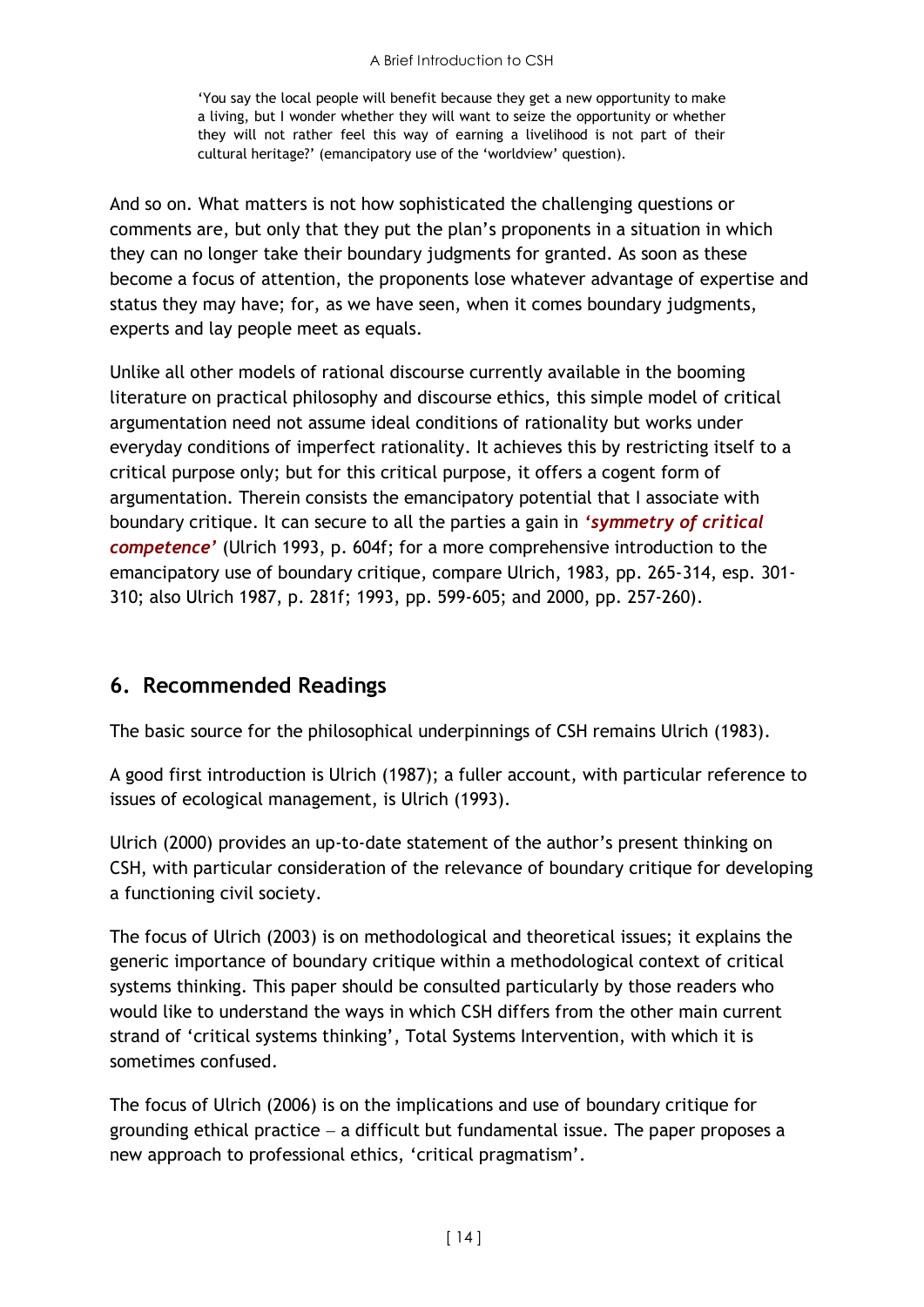> 'You say the local people will benefit because they get a new opportunity to make a living, but I wonder whether they will want to seize the opportunity or whether they will not rather feel this way of earning a livelihood is not part of their cultural heritage?' (emancipatory use of the 'worldview' question).

And so on. What matters is not how sophisticated the challenging questions or comments are, but only that they put the plan's proponents in a situation in which they can no longer take their boundary judgments for granted. As soon as these become a focus of attention, the proponents lose whatever advantage of expertise and status they may have; for, as we have seen, when it comes boundary judgments, experts and lay people meet as equals.

Unlike all other models of rational discourse currently available in the booming literature on practical philosophy and discourse ethics, this simple model of critical argumentation need not assume ideal conditions of rationality but works under everyday conditions of imperfect rationality. It achieves this by restricting itself to a critical purpose only; but for this critical purpose, it offers a cogent form of argumentation. Therein consists the emancipatory potential that I associate with boundary critique. It can secure to all the parties a gain in ***'symmetry of critical competence'*** (Ulrich 1993, p. 604f; for a more comprehensive introduction to the emancipatory use of boundary critique, compare Ulrich, 1983, pp. 265-314, esp. 301-310; also Ulrich 1987, p. 281f; 1993, pp. 599-605; and 2000, pp. 257-260).

## 6. Recommended Readings

The basic source for the philosophical underpinnings of CSH remains Ulrich (1983).

A good first introduction is Ulrich (1987); a fuller account, with particular reference to issues of ecological management, is Ulrich (1993).

Ulrich (2000) provides an up-to-date statement of the author's present thinking on CSH, with particular consideration of the relevance of boundary critique for developing a functioning civil society.

The focus of Ulrich (2003) is on methodological and theoretical issues; it explains the generic importance of boundary critique within a methodological context of critical systems thinking. This paper should be consulted particularly by those readers who would like to understand the ways in which CSH differs from the other main current strand of 'critical systems thinking', Total Systems Intervention, with which it is sometimes confused.

The focus of Ulrich (2006) is on the implications and use of boundary critique for grounding ethical practice – a difficult but fundamental issue. The paper proposes a new approach to professional ethics, 'critical pragmatism'.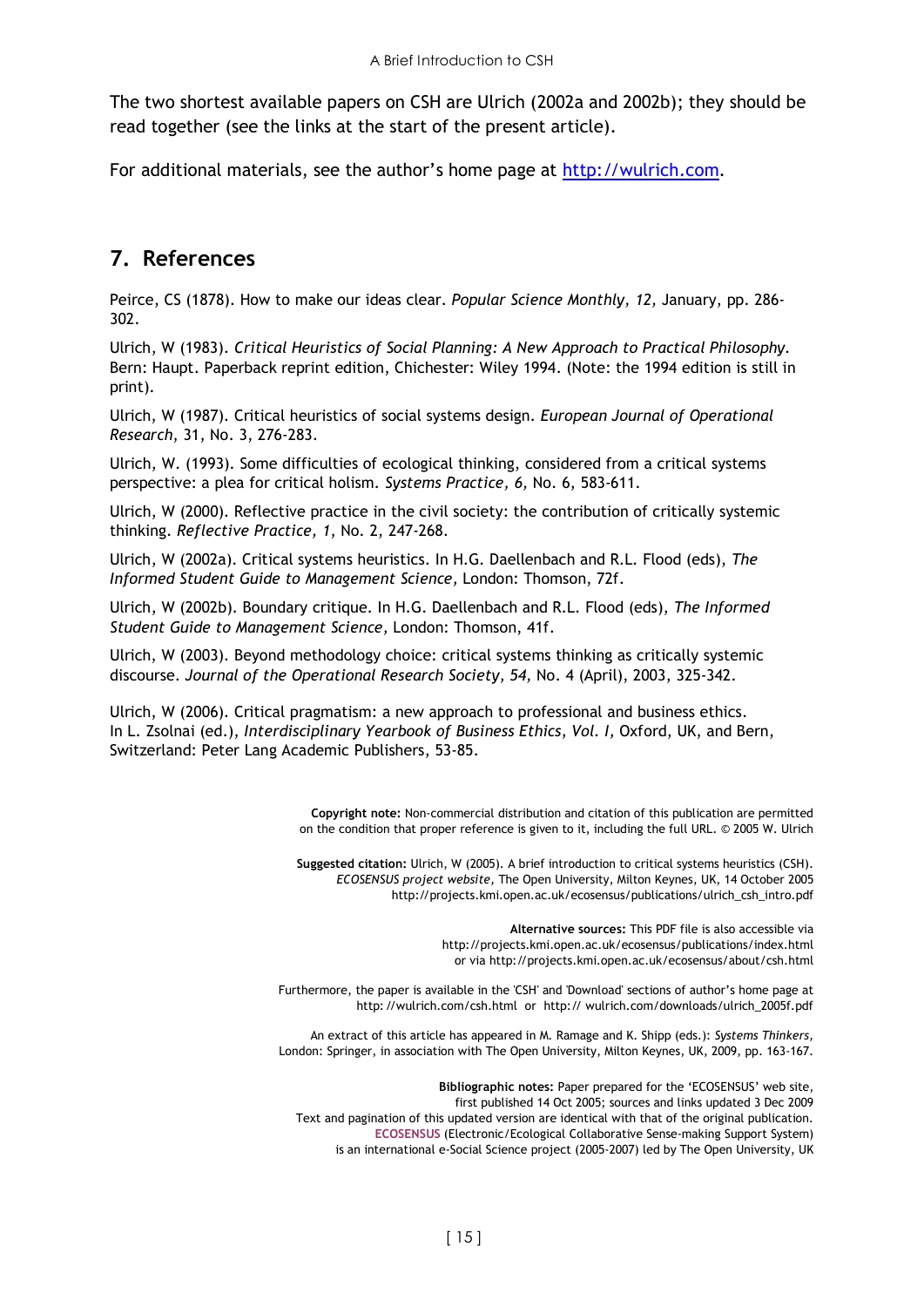The two shortest available papers on CSH are Ulrich (2002a and 2002b); they should be read together (see the links at the start of the present article).

For additional materials, see the author's home page at http://wulrich.com.

## 7. References

Peirce, CS (1878). How to make our ideas clear. *Popular Science Monthly, 12,* January, pp. 286-302.

Ulrich, W (1983). *Critical Heuristics of Social Planning: A New Approach to Practical Philosophy.* Bern: Haupt. Paperback reprint edition, Chichester: Wiley 1994. (Note: the 1994 edition is still in print).

Ulrich, W (1987). Critical heuristics of social systems design. *European Journal of Operational Research*, 31, No. 3, 276-283.

Ulrich, W. (1993). Some difficulties of ecological thinking, considered from a critical systems perspective: a plea for critical holism. *Systems Practice, 6,* No. 6, 583-611.

Ulrich, W (2000). Reflective practice in the civil society: the contribution of critically systemic thinking. *Reflective Practice, 1*, No. 2, 247-268.

Ulrich, W (2002a). Critical systems heuristics. In H.G. Daellenbach and R.L. Flood (eds), *The Informed Student Guide to Management Science,* London: Thomson, 72f.

Ulrich, W (2002b). Boundary critique. In H.G. Daellenbach and R.L. Flood (eds), *The Informed Student Guide to Management Science,* London: Thomson, 41f.

Ulrich, W (2003). Beyond methodology choice: critical systems thinking as critically systemic discourse. *Journal of the Operational Research Society, 54,* No. 4 (April), 2003, 325-342.

Ulrich, W (2006). Critical pragmatism: a new approach to professional and business ethics. In L. Zsolnai (ed.), *Interdisciplinary Yearbook of Business Ethics, Vol. I,* Oxford, UK, and Bern, Switzerland: Peter Lang Academic Publishers, 53-85.

**Copyright note:** Non-commercial distribution and citation of this publication are permitted on the condition that proper reference is given to it, including the full URL. © 2005 W. Ulrich

**Suggested citation:** Ulrich, W (2005). A brief introduction to critical systems heuristics (CSH). *ECOSENSUS project website,* The Open University, Milton Keynes, UK, 14 October 2005 http://projects.kmi.open.ac.uk/ecosensus/publications/ulrich_csh_intro.pdf

**Alternative sources:** This PDF file is also accessible via http://projects.kmi.open.ac.uk/ecosensus/publications/index.html or via http://projects.kmi.open.ac.uk/ecosensus/about/csh.html

Furthermore, the paper is available in the 'CSH' and 'Download' sections of author's home page at http://wulrich.com/csh.html or http://wulrich.com/downloads/ulrich_2005f.pdf

An extract of this article has appeared in M. Ramage and K. Shipp (eds.): *Systems Thinkers,* London: Springer, in association with The Open University, Milton Keynes, UK, 2009, pp. 163-167.

**Bibliographic notes:** Paper prepared for the 'ECOSENSUS' web site, first published 14 Oct 2005; sources and links updated 3 Dec 2009
Text and pagination of this updated version are identical with that of the original publication.
**ECOSENSUS** (Electronic/Ecological Collaborative Sense-making Support System) is an international e-Social Science project (2005-2007) led by The Open University, UK